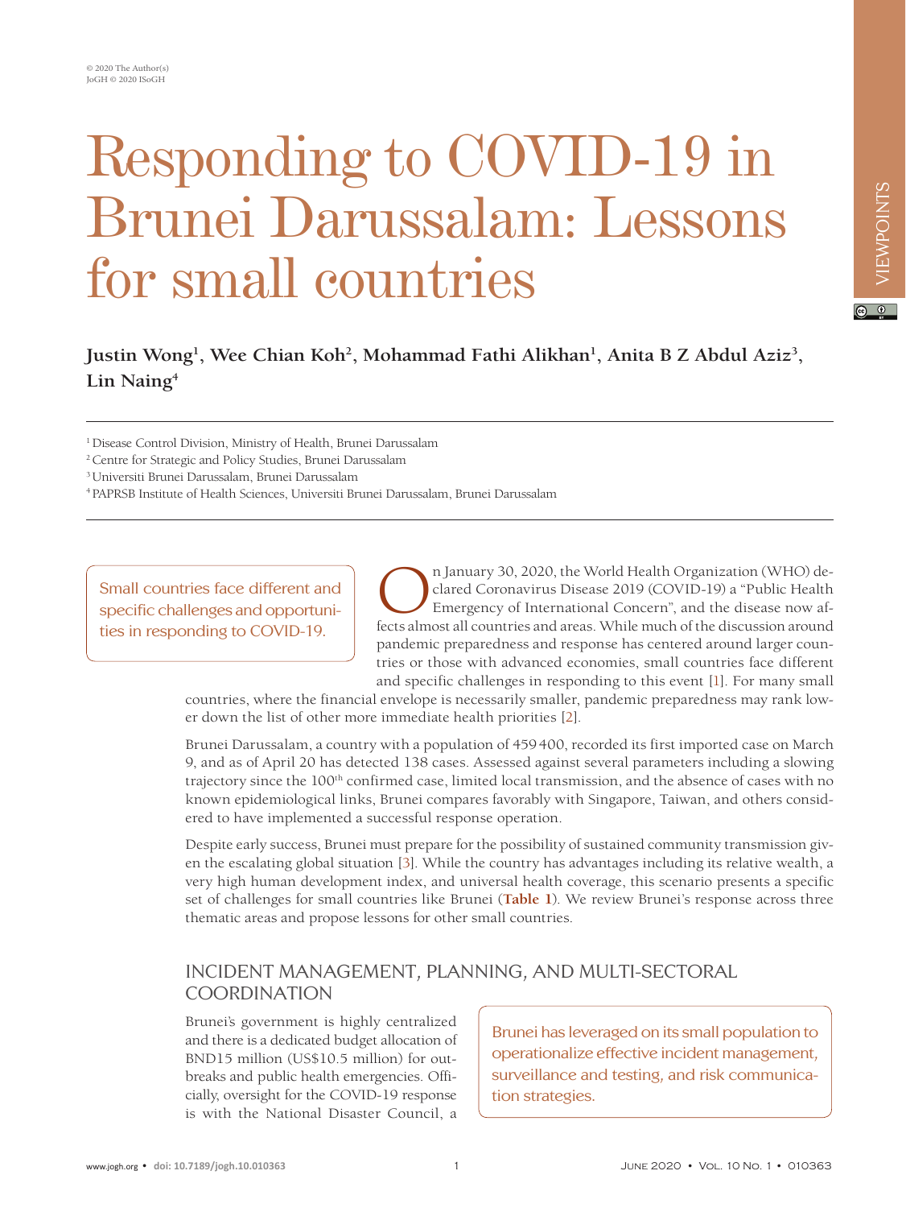# Responding to COVID-19 in Brunei Darussalam: Lessons for small countries

**Justin Wong[1], Wee Chian Koh[2], Mohammad Fathi Alikhan[1], Anita B Z Abdul Aziz[3], Lin Naing[4]**

[1] Disease Control Division, Ministry of Health, Brunei Darussalam
[2] Centre for Strategic and Policy Studies, Brunei Darussalam
[3] Universiti Brunei Darussalam, Brunei Darussalam
[4] PAPRSB Institute of Health Sciences, Universiti Brunei Darussalam, Brunei Darussalam

> Small countries face different and specific challenges and opportunities in responding to COVID-19.

On January 30, 2020, the World Health Organization (WHO) declared Coronavirus Disease 2019 (COVID-19) a "Public Health Emergency of International Concern", and the disease now affects almost all countries and areas. While much of the discussion around pandemic preparedness and response has centered around larger countries or those with advanced economies, small countries face different and specific challenges in responding to this event [1]. For many small countries, where the financial envelope is necessarily smaller, pandemic preparedness may rank lower down the list of other more immediate health priorities [2].

Brunei Darussalam, a country with a population of 459 400, recorded its first imported case on March 9, and as of April 20 has detected 138 cases. Assessed against several parameters including a slowing trajectory since the 100th confirmed case, limited local transmission, and the absence of cases with no known epidemiological links, Brunei compares favorably with Singapore, Taiwan, and others considered to have implemented a successful response operation.

Despite early success, Brunei must prepare for the possibility of sustained community transmission given the escalating global situation [3]. While the country has advantages including its relative wealth, a very high human development index, and universal health coverage, this scenario presents a specific set of challenges for small countries like Brunei (**Table 1**). We review Brunei's response across three thematic areas and propose lessons for other small countries.

## INCIDENT MANAGEMENT, PLANNING, AND MULTI-SECTORAL COORDINATION

> Brunei has leveraged on its small population to operationalize effective incident management, surveillance and testing, and risk communication strategies.

Brunei's government is highly centralized and there is a dedicated budget allocation of BND15 million (US$10.5 million) for outbreaks and public health emergencies. Officially, oversight for the COVID-19 response is with the National Disaster Council, a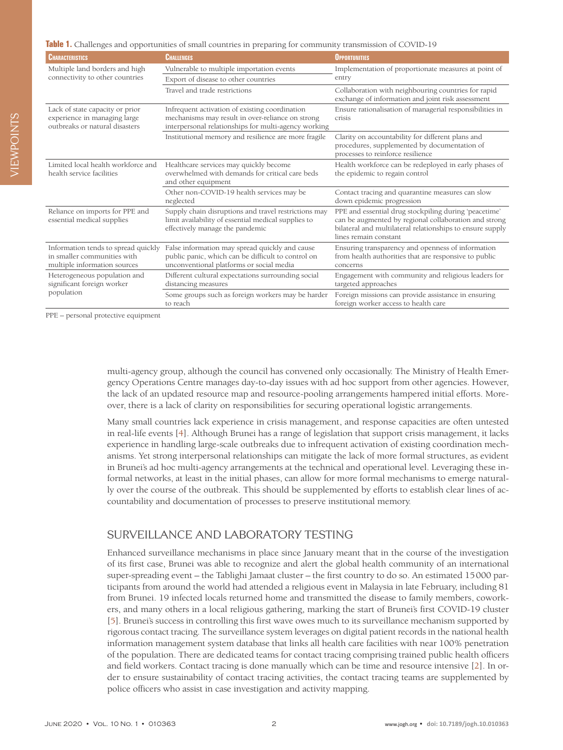**Table 1.** Challenges and opportunities of small countries in preparing for community transmission of COVID-19

| Characteristics | Challenges | Opportunities |
|---|---|---|
| Multiple land borders and high connectivity to other countries | Vulnerable to multiple importation events | Implementation of proportionate measures at point of entry |
| | Export of disease to other countries | |
| | Travel and trade restrictions | Collaboration with neighbouring countries for rapid exchange of information and joint risk assessment |
| Lack of state capacity or prior experience in managing large outbreaks or natural disasters | Infrequent activation of existing coordination mechanisms may result in over-reliance on strong interpersonal relationships for multi-agency working | Ensure rationalisation of managerial responsibilities in crisis |
| | Institutional memory and resilience are more fragile | Clarity on accountability for different plans and procedures, supplemented by documentation of processes to reinforce resilience |
| Limited local health workforce and health service facilities | Healthcare services may quickly become overwhelmed with demands for critical care beds and other equipment | Health workforce can be redeployed in early phases of the epidemic to regain control |
| | Other non-COVID-19 health services may be neglected | Contact tracing and quarantine measures can slow down epidemic progression |
| Reliance on imports for PPE and essential medical supplies | Supply chain disruptions and travel restrictions may limit availability of essential medical supplies to effectively manage the pandemic | PPE and essential drug stockpiling during 'peacetime' can be augmented by regional collaboration and strong bilateral and multilateral relationships to ensure supply lines remain constant |
| Information tends to spread quickly in smaller communities with multiple information sources | False information may spread quickly and cause public panic, which can be difficult to control on unconventional platforms or social media | Ensuring transparency and openness of information from health authorities that are responsive to public concerns |
| Heterogeneous population and significant foreign worker population | Different cultural expectations surrounding social distancing measures | Engagement with community and religious leaders for targeted approaches |
| | Some groups such as foreign workers may be harder to reach | Foreign missions can provide assistance in ensuring foreign worker access to health care |

PPE – personal protective equipment

multi-agency group, although the council has convened only occasionally. The Ministry of Health Emergency Operations Centre manages day-to-day issues with ad hoc support from other agencies. However, the lack of an updated resource map and resource-pooling arrangements hampered initial efforts. Moreover, there is a lack of clarity on responsibilities for securing operational logistic arrangements.

Many small countries lack experience in crisis management, and response capacities are often untested in real-life events [4]. Although Brunei has a range of legislation that support crisis management, it lacks experience in handling large-scale outbreaks due to infrequent activation of existing coordination mechanisms. Yet strong interpersonal relationships can mitigate the lack of more formal structures, as evident in Brunei's ad hoc multi-agency arrangements at the technical and operational level. Leveraging these informal networks, at least in the initial phases, can allow for more formal mechanisms to emerge naturally over the course of the outbreak. This should be supplemented by efforts to establish clear lines of accountability and documentation of processes to preserve institutional memory.

## SURVEILLANCE AND LABORATORY TESTING

Enhanced surveillance mechanisms in place since January meant that in the course of the investigation of its first case, Brunei was able to recognize and alert the global health community of an international super-spreading event – the Tablighi Jamaat cluster – the first country to do so. An estimated 15 000 participants from around the world had attended a religious event in Malaysia in late February, including 81 from Brunei. 19 infected locals returned home and transmitted the disease to family members, coworkers, and many others in a local religious gathering, marking the start of Brunei's first COVID-19 cluster [5]. Brunei's success in controlling this first wave owes much to its surveillance mechanism supported by rigorous contact tracing. The surveillance system leverages on digital patient records in the national health information management system database that links all health care facilities with near 100% penetration of the population. There are dedicated teams for contact tracing comprising trained public health officers and field workers. Contact tracing is done manually which can be time and resource intensive [2]. In order to ensure sustainability of contact tracing activities, the contact tracing teams are supplemented by police officers who assist in case investigation and activity mapping.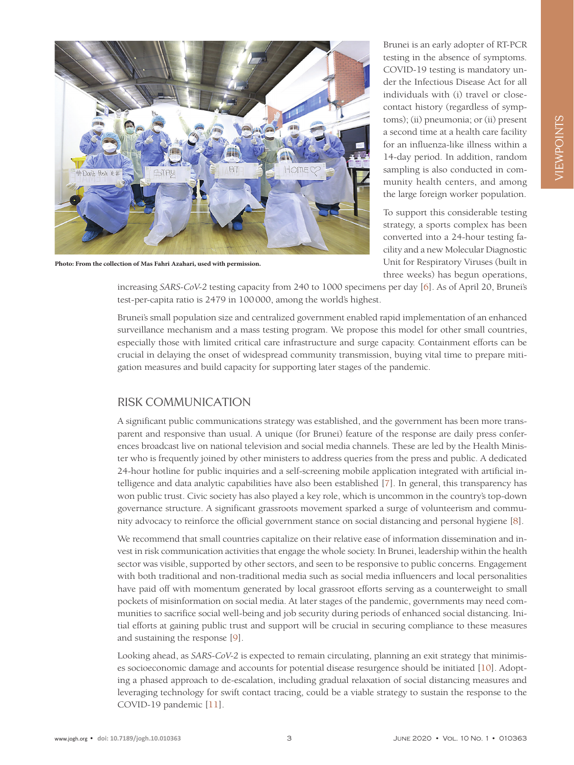Photo: From the collection of Mas Fahri Azahari, used with permission.

Brunei is an early adopter of RT-PCR testing in the absence of symptoms. COVID-19 testing is mandatory under the Infectious Disease Act for all individuals with (i) travel or close-contact history (regardless of symptoms); (ii) pneumonia; or (ii) present a second time at a health care facility for an influenza-like illness within a 14-day period. In addition, random sampling is also conducted in community health centers, and among the large foreign worker population.

To support this considerable testing strategy, a sports complex has been converted into a 24-hour testing facility and a new Molecular Diagnostic Unit for Respiratory Viruses (built in three weeks) has begun operations, increasing *SARS-CoV-2* testing capacity from 240 to 1000 specimens per day [6]. As of April 20, Brunei's test-per-capita ratio is 2479 in 100 000, among the world's highest.

Brunei's small population size and centralized government enabled rapid implementation of an enhanced surveillance mechanism and a mass testing program. We propose this model for other small countries, especially those with limited critical care infrastructure and surge capacity. Containment efforts can be crucial in delaying the onset of widespread community transmission, buying vital time to prepare mitigation measures and build capacity for supporting later stages of the pandemic.

## RISK COMMUNICATION

A significant public communications strategy was established, and the government has been more transparent and responsive than usual. A unique (for Brunei) feature of the response are daily press conferences broadcast live on national television and social media channels. These are led by the Health Minister who is frequently joined by other ministers to address queries from the press and public. A dedicated 24-hour hotline for public inquiries and a self-screening mobile application integrated with artificial intelligence and data analytic capabilities have also been established [7]. In general, this transparency has won public trust. Civic society has also played a key role, which is uncommon in the country's top-down governance structure. A significant grassroots movement sparked a surge of volunteerism and community advocacy to reinforce the official government stance on social distancing and personal hygiene [8].

We recommend that small countries capitalize on their relative ease of information dissemination and invest in risk communication activities that engage the whole society. In Brunei, leadership within the health sector was visible, supported by other sectors, and seen to be responsive to public concerns. Engagement with both traditional and non-traditional media such as social media influencers and local personalities have paid off with momentum generated by local grassroot efforts serving as a counterweight to small pockets of misinformation on social media. At later stages of the pandemic, governments may need communities to sacrifice social well-being and job security during periods of enhanced social distancing. Initial efforts at gaining public trust and support will be crucial in securing compliance to these measures and sustaining the response [9].

Looking ahead, as *SARS-CoV-2* is expected to remain circulating, planning an exit strategy that minimises socioeconomic damage and accounts for potential disease resurgence should be initiated [10]. Adopting a phased approach to de-escalation, including gradual relaxation of social distancing measures and leveraging technology for swift contact tracing, could be a viable strategy to sustain the response to the COVID-19 pandemic [11].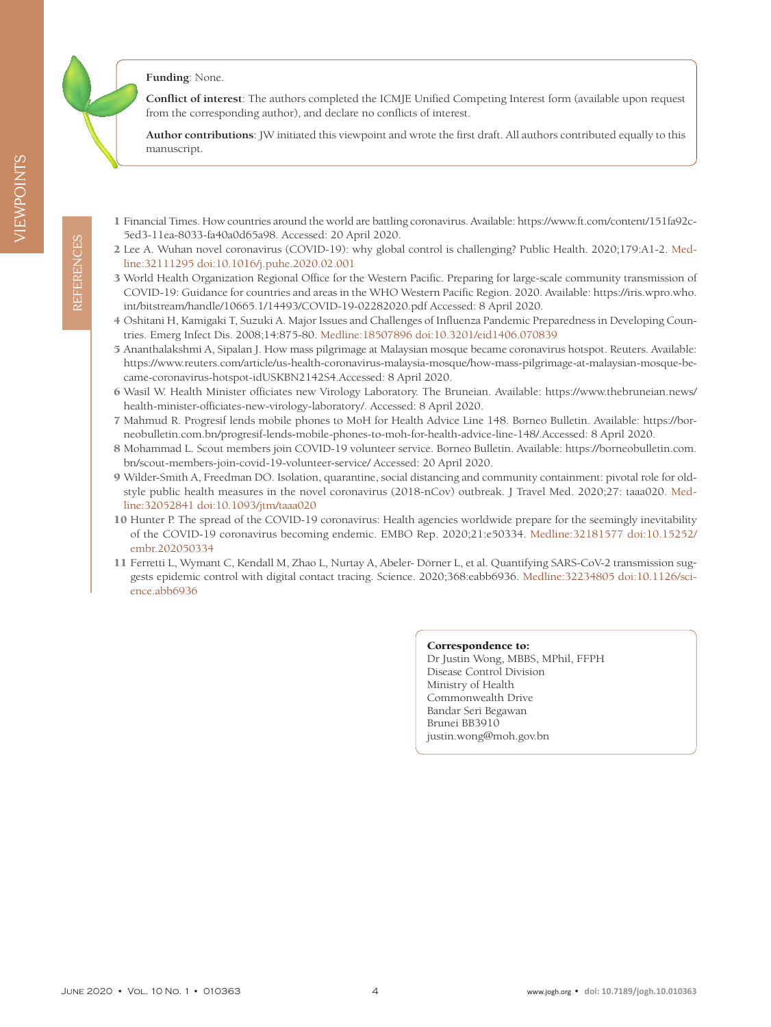**Funding**: None.

**Conflict of interest**: The authors completed the ICMJE Unified Competing Interest form (available upon request from the corresponding author), and declare no conflicts of interest.

**Author contributions**: JW initiated this viewpoint and wrote the first draft. All authors contributed equally to this manuscript.

## REFERENCES

1. Financial Times. How countries around the world are battling coronavirus. Available: https://www.ft.com/content/151fa92c-5ed3-11ea-8033-fa40a0d65a98. Accessed: 20 April 2020.
2. Lee A. Wuhan novel coronavirus (COVID-19): why global control is challenging? Public Health. 2020;179:A1-2. Medline:32111295 doi:10.1016/j.puhe.2020.02.001
3. World Health Organization Regional Office for the Western Pacific. Preparing for large-scale community transmission of COVID-19: Guidance for countries and areas in the WHO Western Pacific Region. 2020. Available: https://iris.wpro.who.int/bitstream/handle/10665.1/14493/COVID-19-02282020.pdf Accessed: 8 April 2020.
4. Oshitani H, Kamigaki T, Suzuki A. Major Issues and Challenges of Influenza Pandemic Preparedness in Developing Countries. Emerg Infect Dis. 2008;14:875-80. Medline:18507896 doi:10.3201/eid1406.070839
5. Ananthalakshmi A, Sipalan J. How mass pilgrimage at Malaysian mosque became coronavirus hotspot. Reuters. Available: https://www.reuters.com/article/us-health-coronavirus-malaysia-mosque/how-mass-pilgrimage-at-malaysian-mosque-became-coronavirus-hotspot-idUSKBN2142S4.Accessed: 8 April 2020.
6. Wasil W. Health Minister officiates new Virology Laboratory. The Bruneian. Available: https://www.thebruneian.news/health-minister-officiates-new-virology-laboratory/. Accessed: 8 April 2020.
7. Mahmud R. Progresif lends mobile phones to MoH for Health Advice Line 148. Borneo Bulletin. Available: https://borneobulletin.com.bn/progresif-lends-mobile-phones-to-moh-for-health-advice-line-148/.Accessed: 8 April 2020.
8. Mohammad L. Scout members join COVID-19 volunteer service. Borneo Bulletin. Available: https://borneobulletin.com.bn/scout-members-join-covid-19-volunteer-service/ Accessed: 20 April 2020.
9. Wilder-Smith A, Freedman DO. Isolation, quarantine, social distancing and community containment: pivotal role for old-style public health measures in the novel coronavirus (2018-nCov) outbreak. J Travel Med. 2020;27: taaa020. Medline:32052841 doi:10.1093/jtm/taaa020
10. Hunter P. The spread of the COVID-19 coronavirus: Health agencies worldwide prepare for the seemingly inevitability of the COVID-19 coronavirus becoming endemic. EMBO Rep. 2020;21:e50334. Medline:32181577 doi:10.15252/embr.202050334
11. Ferretti L, Wymant C, Kendall M, Zhao L, Nurtay A, Abeler- Dörner L, et al. Quantifying SARS-CoV-2 transmission suggests epidemic control with digital contact tracing. Science. 2020;368:eabb6936. Medline:32234805 doi:10.1126/science.abb6936

**Correspondence to:**
Dr Justin Wong, MBBS, MPhil, FFPH
Disease Control Division
Ministry of Health
Commonwealth Drive
Bandar Seri Begawan
Brunei BB3910
justin.wong@moh.gov.bn